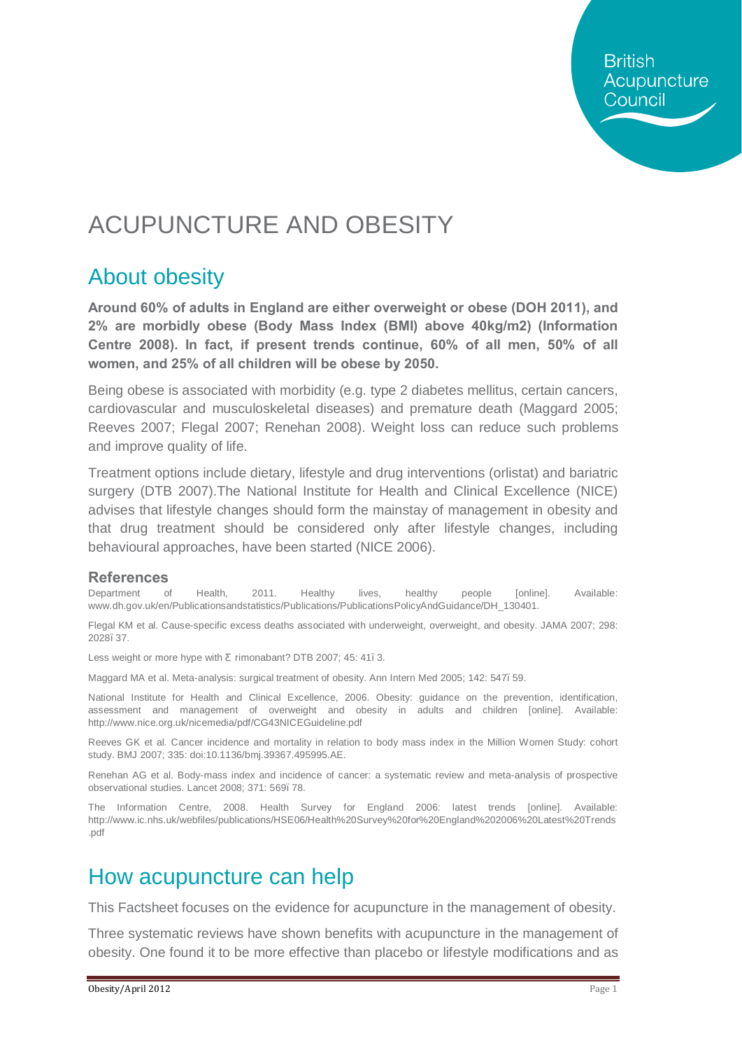# ACUPUNCTURE AND OBESITY

## About obesity

**Around 60% of adults in England are either overweight or obese (DOH 2011), and 2% are morbidly obese (Body Mass Index (BMI) above 40kg/m2) (Information Centre 2008). In fact, if present trends continue, 60% of all men, 50% of all women, and 25% of all children will be obese by 2050.**

Being obese is associated with morbidity (e.g. type 2 diabetes mellitus, certain cancers, cardiovascular and musculoskeletal diseases) and premature death (Maggard 2005; Reeves 2007; Flegal 2007; Renehan 2008). Weight loss can reduce such problems and improve quality of life.

Treatment options include dietary, lifestyle and drug interventions (orlistat) and bariatric surgery (DTB 2007).The National Institute for Health and Clinical Excellence (NICE) advises that lifestyle changes should form the mainstay of management in obesity and that drug treatment should be considered only after lifestyle changes, including behavioural approaches, have been started (NICE 2006).

### References

Department of Health, 2011. Healthy lives, healthy people [online]. Available: www.dh.gov.uk/en/Publicationsandstatistics/Publications/PublicationsPolicyAndGuidance/DH_130401.

Flegal KM et al. Cause-specific excess deaths associated with underweight, overweight, and obesity. JAMA 2007; 298: 2028ï 37.

Less weight or more hype with Ɛ rimonabant? DTB 2007; 45: 41ï 3.

Maggard MA et al. Meta-analysis: surgical treatment of obesity. Ann Intern Med 2005; 142: 547ï 59.

National Institute for Health and Clinical Excellence, 2006. Obesity: guidance on the prevention, identification, assessment and management of overweight and obesity in adults and children [online]. Available: http://www.nice.org.uk/nicemedia/pdf/CG43NICEGuideline.pdf

Reeves GK et al. Cancer incidence and mortality in relation to body mass index in the Million Women Study: cohort study. BMJ 2007; 335: doi:10.1136/bmj.39367.495995.AE.

Renehan AG et al. Body-mass index and incidence of cancer: a systematic review and meta-analysis of prospective observational studies. Lancet 2008; 371: 569ï 78.

The Information Centre, 2008. Health Survey for England 2006: latest trends [online]. Available: http://www.ic.nhs.uk/webfiles/publications/HSE06/Health%20Survey%20for%20England%202006%20Latest%20Trends.pdf

## How acupuncture can help

This Factsheet focuses on the evidence for acupuncture in the management of obesity.

Three systematic reviews have shown benefits with acupuncture in the management of obesity. One found it to be more effective than placebo or lifestyle modifications and as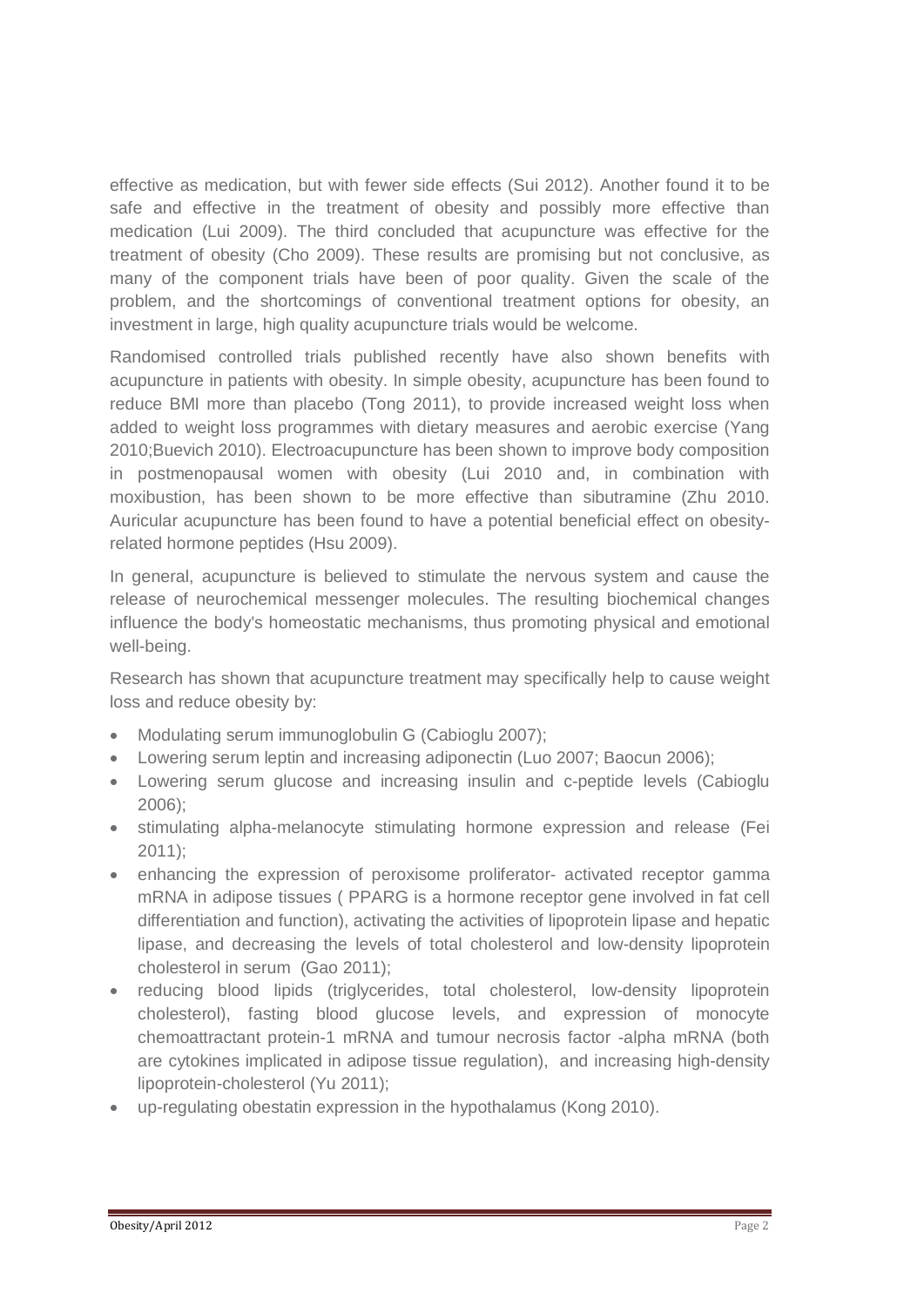effective as medication, but with fewer side effects (Sui 2012). Another found it to be safe and effective in the treatment of obesity and possibly more effective than medication (Lui 2009). The third concluded that acupuncture was effective for the treatment of obesity (Cho 2009). These results are promising but not conclusive, as many of the component trials have been of poor quality. Given the scale of the problem, and the shortcomings of conventional treatment options for obesity, an investment in large, high quality acupuncture trials would be welcome.

Randomised controlled trials published recently have also shown benefits with acupuncture in patients with obesity. In simple obesity, acupuncture has been found to reduce BMI more than placebo (Tong 2011), to provide increased weight loss when added to weight loss programmes with dietary measures and aerobic exercise (Yang 2010;Buevich 2010). Electroacupuncture has been shown to improve body composition in postmenopausal women with obesity (Lui 2010 and, in combination with moxibustion, has been shown to be more effective than sibutramine (Zhu 2010. Auricular acupuncture has been found to have a potential beneficial effect on obesity-related hormone peptides (Hsu 2009).

In general, acupuncture is believed to stimulate the nervous system and cause the release of neurochemical messenger molecules. The resulting biochemical changes influence the body's homeostatic mechanisms, thus promoting physical and emotional well-being.

Research has shown that acupuncture treatment may specifically help to cause weight loss and reduce obesity by:

- Modulating serum immunoglobulin G (Cabioglu 2007);
- Lowering serum leptin and increasing adiponectin (Luo 2007; Baocun 2006);
- Lowering serum glucose and increasing insulin and c-peptide levels (Cabioglu 2006);
- stimulating alpha-melanocyte stimulating hormone expression and release (Fei 2011);
- enhancing the expression of peroxisome proliferator- activated receptor gamma mRNA in adipose tissues ( PPARG is a hormone receptor gene involved in fat cell differentiation and function), activating the activities of lipoprotein lipase and hepatic lipase, and decreasing the levels of total cholesterol and low-density lipoprotein cholesterol in serum (Gao 2011);
- reducing blood lipids (triglycerides, total cholesterol, low-density lipoprotein cholesterol), fasting blood glucose levels, and expression of monocyte chemoattractant protein-1 mRNA and tumour necrosis factor -alpha mRNA (both are cytokines implicated in adipose tissue regulation), and increasing high-density lipoprotein-cholesterol (Yu 2011);
- up-regulating obestatin expression in the hypothalamus (Kong 2010).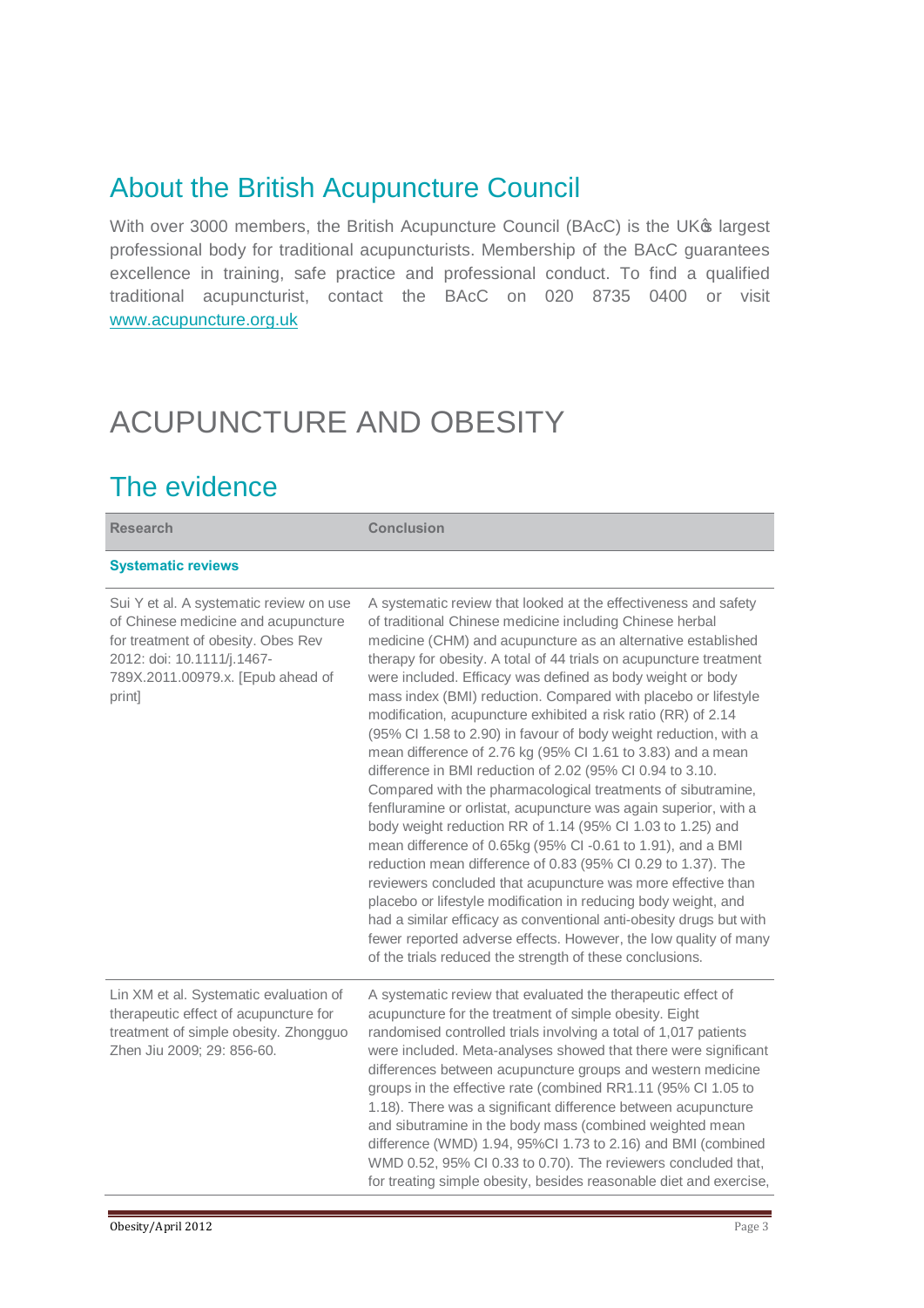## About the British Acupuncture Council

With over 3000 members, the British Acupuncture Council (BAcC) is the UK's largest professional body for traditional acupuncturists. Membership of the BAcC guarantees excellence in training, safe practice and professional conduct. To find a qualified traditional acupuncturist, contact the BAcC on 020 8735 0400 or visit www.acupuncture.org.uk

# ACUPUNCTURE AND OBESITY

## The evidence

| Research | Conclusion |
|---|---|
| **Systematic reviews** | |
| Sui Y et al. A systematic review on use of Chinese medicine and acupuncture for treatment of obesity. Obes Rev 2012: doi: 10.1111/j.1467-789X.2011.00979.x. [Epub ahead of print] | A systematic review that looked at the effectiveness and safety of traditional Chinese medicine including Chinese herbal medicine (CHM) and acupuncture as an alternative established therapy for obesity. A total of 44 trials on acupuncture treatment were included. Efficacy was defined as body weight or body mass index (BMI) reduction. Compared with placebo or lifestyle modification, acupuncture exhibited a risk ratio (RR) of 2.14 (95% CI 1.58 to 2.90) in favour of body weight reduction, with a mean difference of 2.76 kg (95% CI 1.61 to 3.83) and a mean difference in BMI reduction of 2.02 (95% CI 0.94 to 3.10. Compared with the pharmacological treatments of sibutramine, fenfluramine or orlistat, acupuncture was again superior, with a body weight reduction RR of 1.14 (95% CI 1.03 to 1.25) and mean difference of 0.65kg (95% CI -0.61 to 1.91), and a BMI reduction mean difference of 0.83 (95% CI 0.29 to 1.37). The reviewers concluded that acupuncture was more effective than placebo or lifestyle modification in reducing body weight, and had a similar efficacy as conventional anti-obesity drugs but with fewer reported adverse effects. However, the low quality of many of the trials reduced the strength of these conclusions. |
| Lin XM et al. Systematic evaluation of therapeutic effect of acupuncture for treatment of simple obesity. Zhongguo Zhen Jiu 2009; 29: 856-60. | A systematic review that evaluated the therapeutic effect of acupuncture for the treatment of simple obesity. Eight randomised controlled trials involving a total of 1,017 patients were included. Meta-analyses showed that there were significant differences between acupuncture groups and western medicine groups in the effective rate (combined RR1.11 (95% CI 1.05 to 1.18). There was a significant difference between acupuncture and sibutramine in the body mass (combined weighted mean difference (WMD) 1.94, 95%CI 1.73 to 2.16) and BMI (combined WMD 0.52, 95% CI 0.33 to 0.70). The reviewers concluded that, for treating simple obesity, besides reasonable diet and exercise, |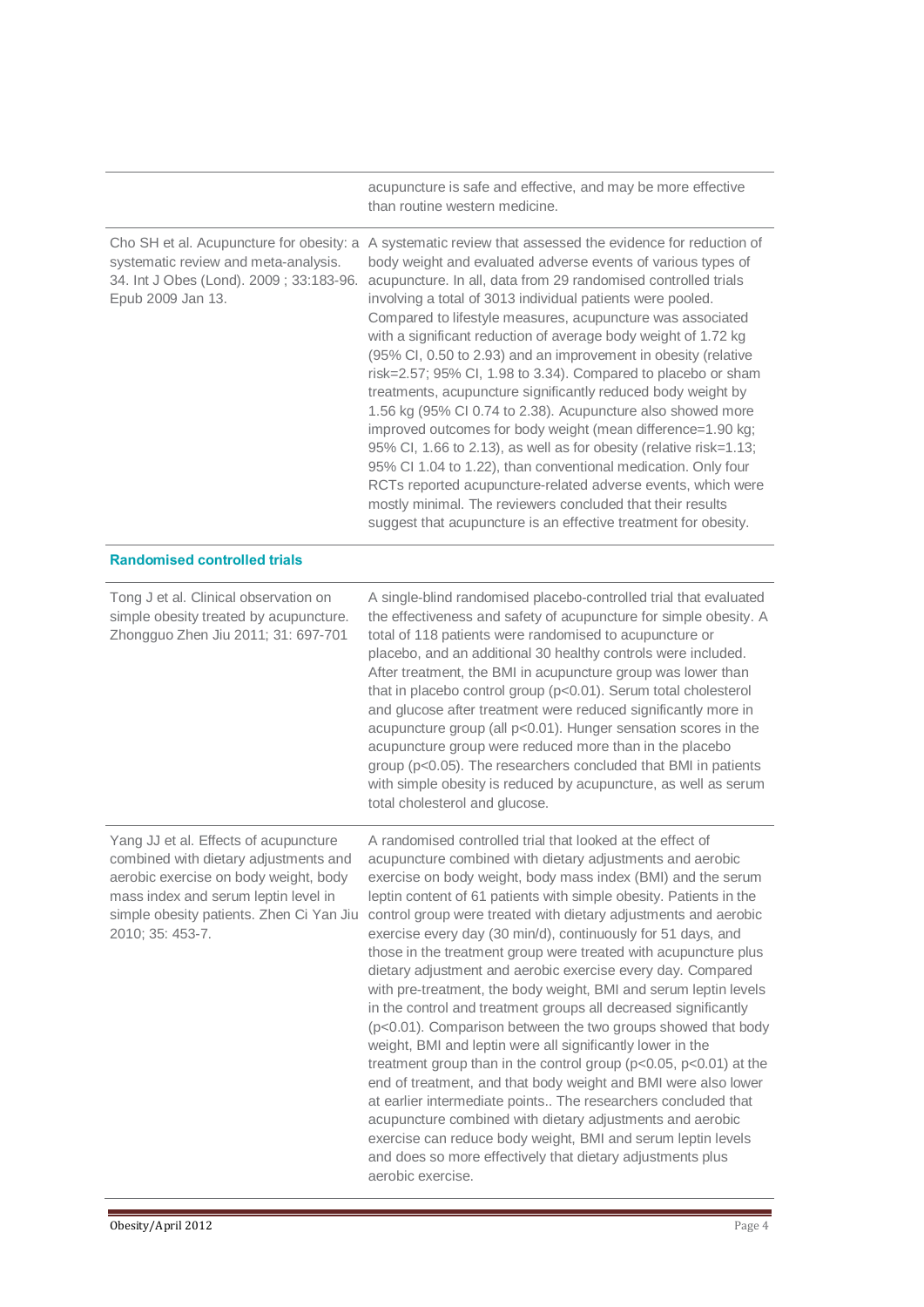| | |
|---|---|
| | acupuncture is safe and effective, and may be more effective than routine western medicine. |
| Cho SH et al. Acupuncture for obesity: a systematic review and meta-analysis. 34. Int J Obes (Lond). 2009 ; 33:183-96. Epub 2009 Jan 13. | A systematic review that assessed the evidence for reduction of body weight and evaluated adverse events of various types of acupuncture. In all, data from 29 randomised controlled trials involving a total of 3013 individual patients were pooled. Compared to lifestyle measures, acupuncture was associated with a significant reduction of average body weight of 1.72 kg (95% CI, 0.50 to 2.93) and an improvement in obesity (relative risk=2.57; 95% CI, 1.98 to 3.34). Compared to placebo or sham treatments, acupuncture significantly reduced body weight by 1.56 kg (95% CI 0.74 to 2.38). Acupuncture also showed more improved outcomes for body weight (mean difference=1.90 kg; 95% CI, 1.66 to 2.13), as well as for obesity (relative risk=1.13; 95% CI 1.04 to 1.22), than conventional medication. Only four RCTs reported acupuncture-related adverse events, which were mostly minimal. The reviewers concluded that their results suggest that acupuncture is an effective treatment for obesity. |

**Randomised controlled trials**

| | |
|---|---|
| Tong J et al. Clinical observation on simple obesity treated by acupuncture. Zhongguo Zhen Jiu 2011; 31: 697-701 | A single-blind randomised placebo-controlled trial that evaluated the effectiveness and safety of acupuncture for simple obesity. A total of 118 patients were randomised to acupuncture or placebo, and an additional 30 healthy controls were included. After treatment, the BMI in acupuncture group was lower than that in placebo control group ($p<0.01$). Serum total cholesterol and glucose after treatment were reduced significantly more in acupuncture group (all $p<0.01$). Hunger sensation scores in the acupuncture group were reduced more than in the placebo group ($p<0.05$). The researchers concluded that BMI in patients with simple obesity is reduced by acupuncture, as well as serum total cholesterol and glucose. |
| Yang JJ et al. Effects of acupuncture combined with dietary adjustments and aerobic exercise on body weight, body mass index and serum leptin level in simple obesity patients. Zhen Ci Yan Jiu 2010; 35: 453-7. | A randomised controlled trial that looked at the effect of acupuncture combined with dietary adjustments and aerobic exercise on body weight, body mass index (BMI) and the serum leptin content of 61 patients with simple obesity. Patients in the control group were treated with dietary adjustments and aerobic exercise every day (30 min/d), continuously for 51 days, and those in the treatment group were treated with acupuncture plus dietary adjustment and aerobic exercise every day. Compared with pre-treatment, the body weight, BMI and serum leptin levels in the control and treatment groups all decreased significantly ($p<0.01$). Comparison between the two groups showed that body weight, BMI and leptin were all significantly lower in the treatment group than in the control group ($p<0.05$, $p<0.01$) at the end of treatment, and that body weight and BMI were also lower at earlier intermediate points.. The researchers concluded that acupuncture combined with dietary adjustments and aerobic exercise can reduce body weight, BMI and serum leptin levels and does so more effectively that dietary adjustments plus aerobic exercise. |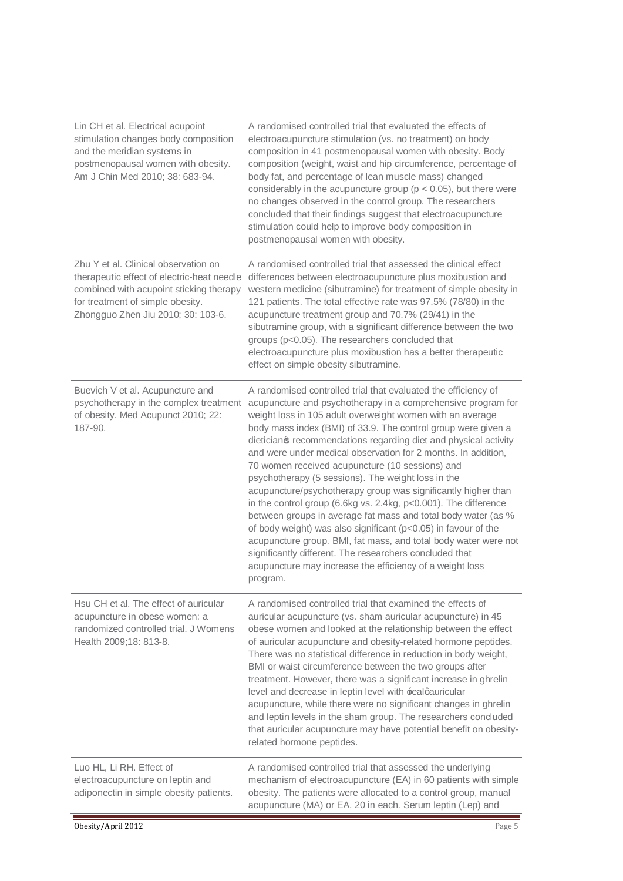| | |
|---|---|
| Lin CH et al. Electrical acupoint stimulation changes body composition and the meridian systems in postmenopausal women with obesity. Am J Chin Med 2010; 38: 683-94. | A randomised controlled trial that evaluated the effects of electroacupuncture stimulation (vs. no treatment) on body composition in 41 postmenopausal women with obesity. Body composition (weight, waist and hip circumference, percentage of body fat, and percentage of lean muscle mass) changed considerably in the acupuncture group ($p < 0.05$), but there were no changes observed in the control group. The researchers concluded that their findings suggest that electroacupuncture stimulation could help to improve body composition in postmenopausal women with obesity. |
| Zhu Y et al. Clinical observation on therapeutic effect of electric-heat needle combined with acupoint sticking therapy for treatment of simple obesity. Zhongguo Zhen Jiu 2010; 30: 103-6. | A randomised controlled trial that assessed the clinical effect differences between electroacupuncture plus moxibustion and western medicine (sibutramine) for treatment of simple obesity in 121 patients. The total effective rate was 97.5% (78/80) in the acupuncture treatment group and 70.7% (29/41) in the sibutramine group, with a significant difference between the two groups ($p<0.05$). The researchers concluded that electroacupuncture plus moxibustion has a better therapeutic effect on simple obesity sibutramine. |
| Buevich V et al. Acupuncture and psychotherapy in the complex treatment of obesity. Med Acupunct 2010; 22: 187-90. | A randomised controlled trial that evaluated the efficiency of acupuncture and psychotherapy in a comprehensive program for weight loss in 105 adult overweight women with an average body mass index (BMI) of 33.9. The control group were given a dietician's recommendations regarding diet and physical activity and were under medical observation for 2 months. In addition, 70 women received acupuncture (10 sessions) and psychotherapy (5 sessions). The weight loss in the acupuncture/psychotherapy group was significantly higher than in the control group (6.6kg vs. 2.4kg, $p<0.001$). The difference between groups in average fat mass and total body water (as % of body weight) was also significant ($p<0.05$) in favour of the acupuncture group. BMI, fat mass, and total body water were not significantly different. The researchers concluded that acupuncture may increase the efficiency of a weight loss program. |
| Hsu CH et al. The effect of auricular acupuncture in obese women: a randomized controlled trial. J Womens Health 2009;18: 813-8. | A randomised controlled trial that examined the effects of auricular acupuncture (vs. sham auricular acupuncture) in 45 obese women and looked at the relationship between the effect of auricular acupuncture and obesity-related hormone peptides. There was no statistical difference in reduction in body weight, BMI or waist circumference between the two groups after treatment. However, there was a significant increase in ghrelin level and decrease in leptin level with 'real' auricular acupuncture, while there were no significant changes in ghrelin and leptin levels in the sham group. The researchers concluded that auricular acupuncture may have potential benefit on obesity-related hormone peptides. |
| Luo HL, Li RH. Effect of electroacupuncture on leptin and adiponectin in simple obesity patients. | A randomised controlled trial that assessed the underlying mechanism of electroacupuncture (EA) in 60 patients with simple obesity. The patients were allocated to a control group, manual acupuncture (MA) or EA, 20 in each. Serum leptin (Lep) and |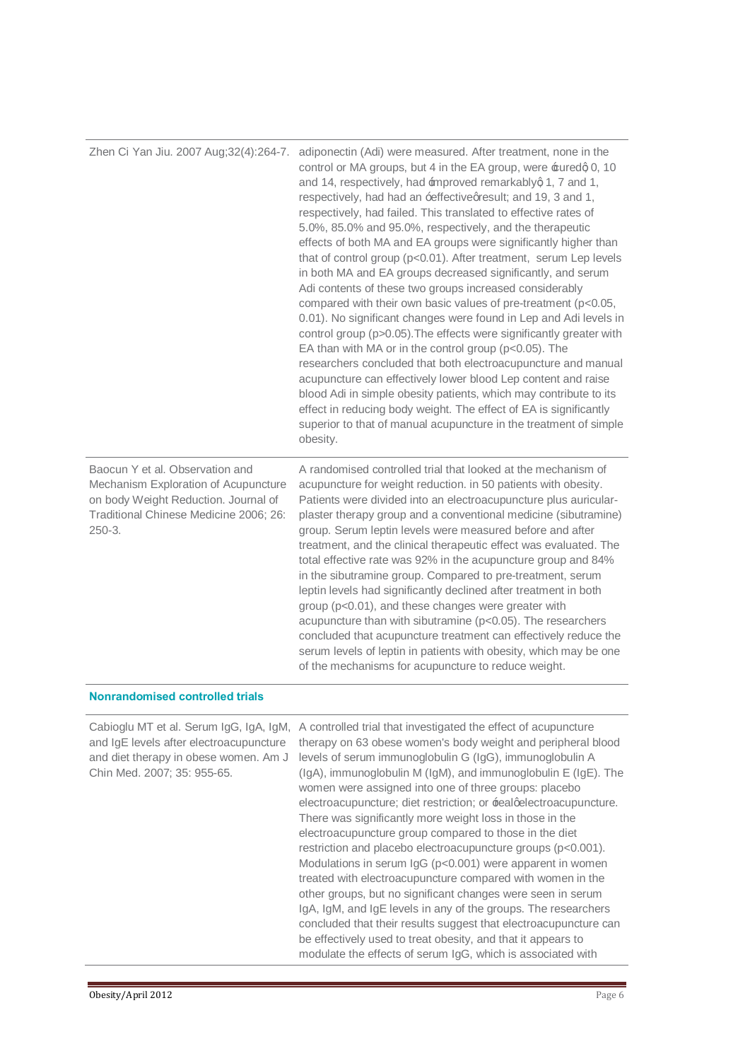| | |
|---|---|
| Zhen Ci Yan Jiu. 2007 Aug;32(4):264-7. | adiponectin (Adi) were measured. After treatment, none in the control or MA groups, but 4 in the EA group, were ‘cured’; 0, 10 and 14, respectively, had ‘improved remarkably’; 1, 7 and 1, respectively, had had an ‘effective’ result; and 19, 3 and 1, respectively, had failed. This translated to effective rates of 5.0%, 85.0% and 95.0%, respectively, and the therapeutic effects of both MA and EA groups were significantly higher than that of control group ($p<0.01$). After treatment, serum Lep levels in both MA and EA groups decreased significantly, and serum Adi contents of these two groups increased considerably compared with their own basic values of pre-treatment ($p<0.05$, 0.01). No significant changes were found in Lep and Adi levels in control group ($p>0.05$).The effects were significantly greater with EA than with MA or in the control group ($p<0.05$). The researchers concluded that both electroacupuncture and manual acupuncture can effectively lower blood Lep content and raise blood Adi in simple obesity patients, which may contribute to its effect in reducing body weight. The effect of EA is significantly superior to that of manual acupuncture in the treatment of simple obesity. |
| Baocun Y et al. Observation and Mechanism Exploration of Acupuncture on body Weight Reduction. Journal of Traditional Chinese Medicine 2006; 26: 250-3. | A randomised controlled trial that looked at the mechanism of acupuncture for weight reduction. in 50 patients with obesity. Patients were divided into an electroacupuncture plus auricular-plaster therapy group and a conventional medicine (sibutramine) group. Serum leptin levels were measured before and after treatment, and the clinical therapeutic effect was evaluated. The total effective rate was 92% in the acupuncture group and 84% in the sibutramine group. Compared to pre-treatment, serum leptin levels had significantly declined after treatment in both group ($p<0.01$), and these changes were greater with acupuncture than with sibutramine ($p<0.05$). The researchers concluded that acupuncture treatment can effectively reduce the serum levels of leptin in patients with obesity, which may be one of the mechanisms for acupuncture to reduce weight. |
| **Nonrandomised controlled trials** | |
| Cabioglu MT et al. Serum IgG, IgA, IgM, and IgE levels after electroacupuncture and diet therapy in obese women. Am J Chin Med. 2007; 35: 955-65. | A controlled trial that investigated the effect of acupuncture therapy on 63 obese women's body weight and peripheral blood levels of serum immunoglobulin G (IgG), immunoglobulin A (IgA), immunoglobulin M (IgM), and immunoglobulin E (IgE). The women were assigned into one of three groups: placebo electroacupuncture; diet restriction; or ‘real’ electroacupuncture. There was significantly more weight loss in those in the electroacupuncture group compared to those in the diet restriction and placebo electroacupuncture groups ($p<0.001$). Modulations in serum IgG ($p<0.001$) were apparent in women treated with electroacupuncture compared with women in the other groups, but no significant changes were seen in serum IgA, IgM, and IgE levels in any of the groups. The researchers concluded that their results suggest that electroacupuncture can be effectively used to treat obesity, and that it appears to modulate the effects of serum IgG, which is associated with |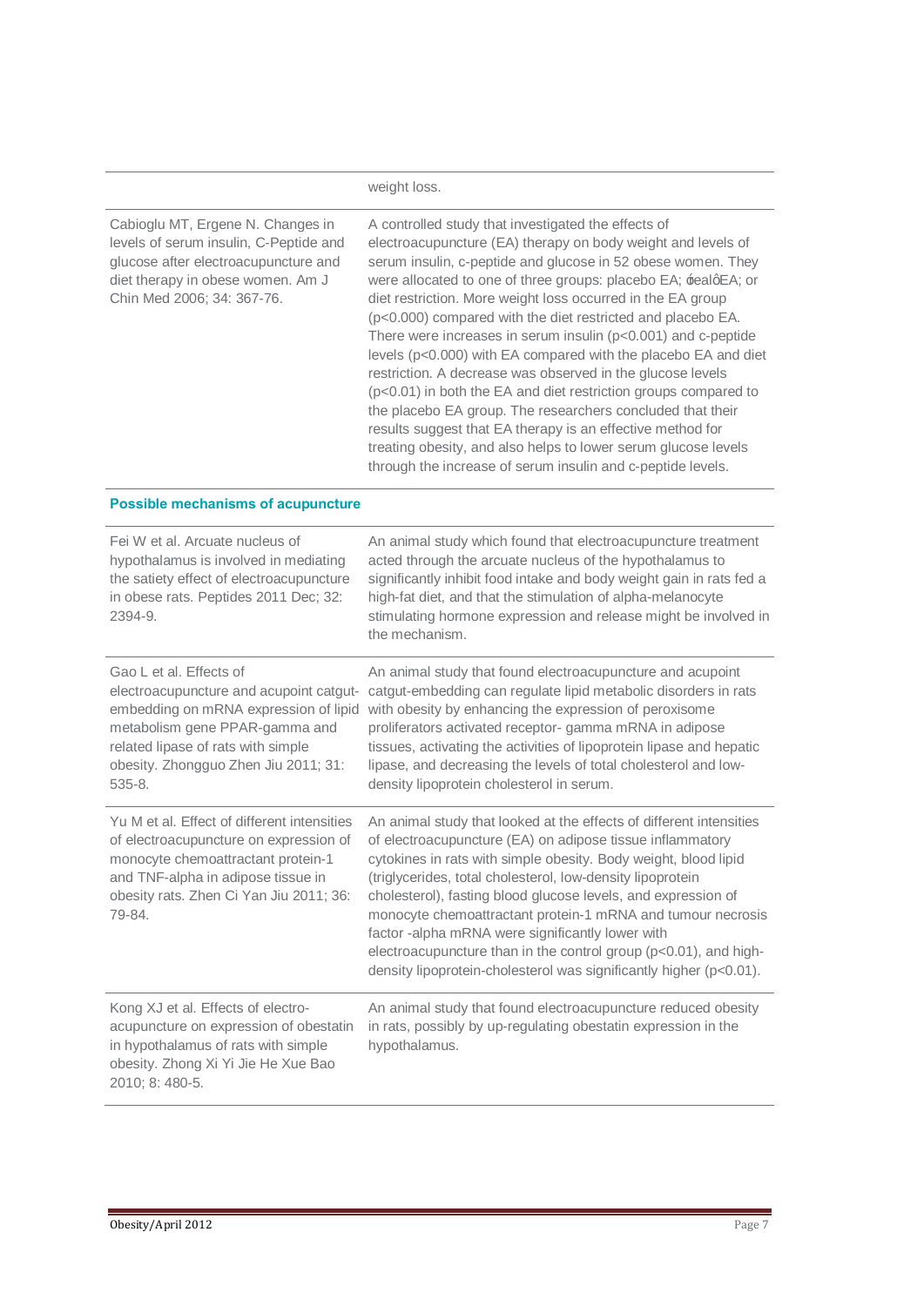| | |
|---|---|
| | weight loss. |
| Cabioglu MT, Ergene N. Changes in levels of serum insulin, C-Peptide and glucose after electroacupuncture and diet therapy in obese women. Am J Chin Med 2006; 34: 367-76. | A controlled study that investigated the effects of electroacupuncture (EA) therapy on body weight and levels of serum insulin, c-peptide and glucose in 52 obese women. They were allocated to one of three groups: placebo EA; ″realʺEA; or diet restriction. More weight loss occurred in the EA group ($p<0.000$) compared with the diet restricted and placebo EA. There were increases in serum insulin ($p<0.001$) and c-peptide levels ($p<0.000$) with EA compared with the placebo EA and diet restriction. A decrease was observed in the glucose levels ($p<0.01$) in both the EA and diet restriction groups compared to the placebo EA group. The researchers concluded that their results suggest that EA therapy is an effective method for treating obesity, and also helps to lower serum glucose levels through the increase of serum insulin and c-peptide levels. |
| **Possible mechanisms of acupuncture** | |
| Fei W et al. Arcuate nucleus of hypothalamus is involved in mediating the satiety effect of electroacupuncture in obese rats. Peptides 2011 Dec; 32: 2394-9. | An animal study which found that electroacupuncture treatment acted through the arcuate nucleus of the hypothalamus to significantly inhibit food intake and body weight gain in rats fed a high-fat diet, and that the stimulation of alpha-melanocyte stimulating hormone expression and release might be involved in the mechanism. |
| Gao L et al. Effects of electroacupuncture and acupoint catgut-embedding on mRNA expression of lipid metabolism gene PPAR-gamma and related lipase of rats with simple obesity. Zhongguo Zhen Jiu 2011; 31: 535-8. | An animal study that found electroacupuncture and acupoint catgut-embedding can regulate lipid metabolic disorders in rats with obesity by enhancing the expression of peroxisome proliferators activated receptor- gamma mRNA in adipose tissues, activating the activities of lipoprotein lipase and hepatic lipase, and decreasing the levels of total cholesterol and low-density lipoprotein cholesterol in serum. |
| Yu M et al. Effect of different intensities of electroacupuncture on expression of monocyte chemoattractant protein-1 and TNF-alpha in adipose tissue in obesity rats. Zhen Ci Yan Jiu 2011; 36: 79-84. | An animal study that looked at the effects of different intensities of electroacupuncture (EA) on adipose tissue inflammatory cytokines in rats with simple obesity. Body weight, blood lipid (triglycerides, total cholesterol, low-density lipoprotein cholesterol), fasting blood glucose levels, and expression of monocyte chemoattractant protein-1 mRNA and tumour necrosis factor -alpha mRNA were significantly lower with electroacupuncture than in the control group ($p<0.01$), and high-density lipoprotein-cholesterol was significantly higher ($p<0.01$). |
| Kong XJ et al. Effects of electro-acupuncture on expression of obestatin in hypothalamus of rats with simple obesity. Zhong Xi Yi Jie He Xue Bao 2010; 8: 480-5. | An animal study that found electroacupuncture reduced obesity in rats, possibly by up-regulating obestatin expression in the hypothalamus. |